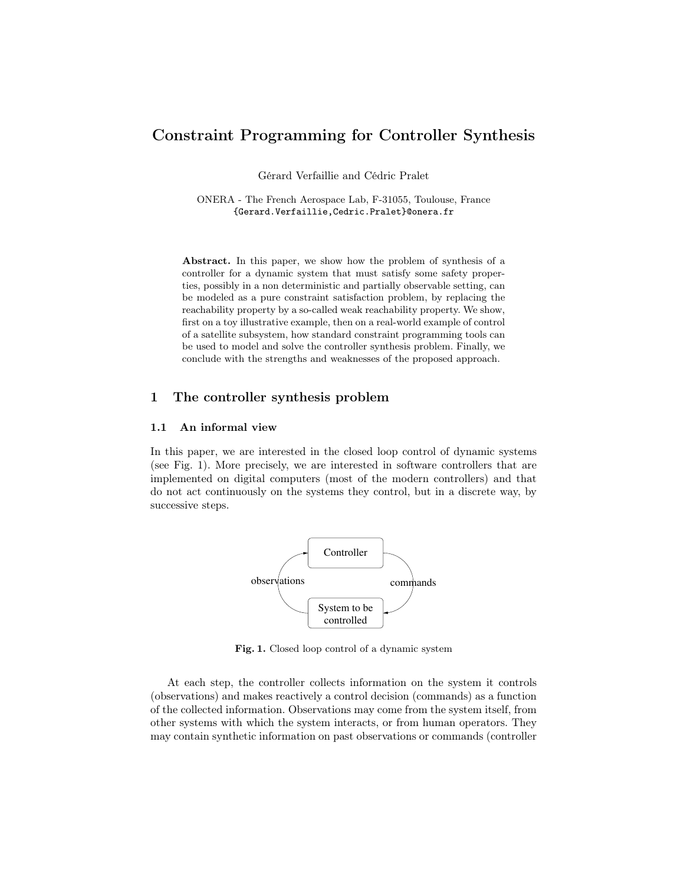# Constraint Programming for Controller Synthesis

Gérard Verfaillie and Cédric Pralet

ONERA - The French Aerospace Lab, F-31055, Toulouse, France
{Gerard.Verfaillie,Cedric.Pralet}@onera.fr

**Abstract.** In this paper, we show how the problem of synthesis of a controller for a dynamic system that must satisfy some safety properties, possibly in a non deterministic and partially observable setting, can be modeled as a pure constraint satisfaction problem, by replacing the reachability property by a so-called weak reachability property. We show, first on a toy illustrative example, then on a real-world example of control of a satellite subsystem, how standard constraint programming tools can be used to model and solve the controller synthesis problem. Finally, we conclude with the strengths and weaknesses of the proposed approach.

## 1 The controller synthesis problem

### 1.1 An informal view

In this paper, we are interested in the closed loop control of dynamic systems (see Fig. 1). More precisely, we are interested in software controllers that are implemented on digital computers (most of the modern controllers) and that do not act continuously on the systems they control, but in a discrete way, by successive steps.

**Fig. 1.** Closed loop control of a dynamic system

At each step, the controller collects information on the system it controls (observations) and makes reactively a control decision (commands) as a function of the collected information. Observations may come from the system itself, from other systems with which the system interacts, or from human operators. They may contain synthetic information on past observations or commands (controller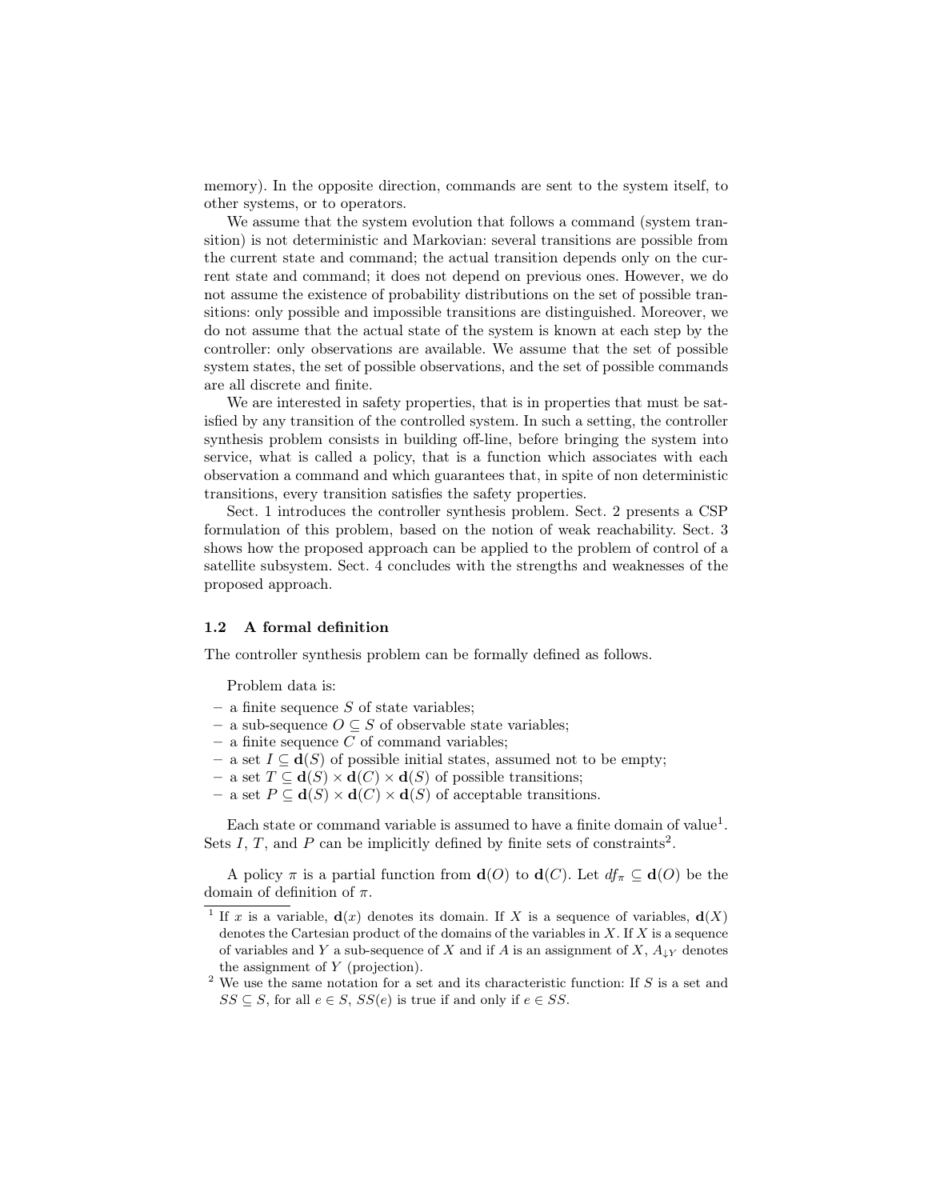memory). In the opposite direction, commands are sent to the system itself, to other systems, or to operators.

We assume that the system evolution that follows a command (system transition) is not deterministic and Markovian: several transitions are possible from the current state and command; the actual transition depends only on the current state and command; it does not depend on previous ones. However, we do not assume the existence of probability distributions on the set of possible transitions: only possible and impossible transitions are distinguished. Moreover, we do not assume that the actual state of the system is known at each step by the controller: only observations are available. We assume that the set of possible system states, the set of possible observations, and the set of possible commands are all discrete and finite.

We are interested in safety properties, that is in properties that must be satisfied by any transition of the controlled system. In such a setting, the controller synthesis problem consists in building off-line, before bringing the system into service, what is called a policy, that is a function which associates with each observation a command and which guarantees that, in spite of non deterministic transitions, every transition satisfies the safety properties.

Sect. 1 introduces the controller synthesis problem. Sect. 2 presents a CSP formulation of this problem, based on the notion of weak reachability. Sect. 3 shows how the proposed approach can be applied to the problem of control of a satellite subsystem. Sect. 4 concludes with the strengths and weaknesses of the proposed approach.

### 1.2 A formal definition

The controller synthesis problem can be formally defined as follows.

Problem data is:

- a finite sequence $S$ of state variables;
- a sub-sequence $O \subseteq S$ of observable state variables;
- a finite sequence $C$ of command variables;
- a set $I \subseteq \mathbf{d}(S)$ of possible initial states, assumed not to be empty;
- a set $T \subseteq \mathbf{d}(S) \times \mathbf{d}(C) \times \mathbf{d}(S)$ of possible transitions;
- a set $P \subseteq \mathbf{d}(S) \times \mathbf{d}(C) \times \mathbf{d}(S)$ of acceptable transitions.

Each state or command variable is assumed to have a finite domain of value[1]. Sets $I$, $T$, and $P$ can be implicitly defined by finite sets of constraints[2].

A policy $\pi$ is a partial function from $\mathbf{d}(O)$ to $\mathbf{d}(C)$. Let $df_\pi \subseteq \mathbf{d}(O)$ be the domain of definition of $\pi$.

[1] If $x$ is a variable, $\mathbf{d}(x)$ denotes its domain. If $X$ is a sequence of variables, $\mathbf{d}(X)$ denotes the Cartesian product of the domains of the variables in $X$. If $X$ is a sequence of variables and $Y$ a sub-sequence of $X$ and if $A$ is an assignment of $X$, $A_{\downarrow Y}$ denotes the assignment of $Y$ (projection).

[2] We use the same notation for a set and its characteristic function: If $S$ is a set and $SS \subseteq S$, for all $e \in S$, $SS(e)$ is true if and only if $e \in SS$.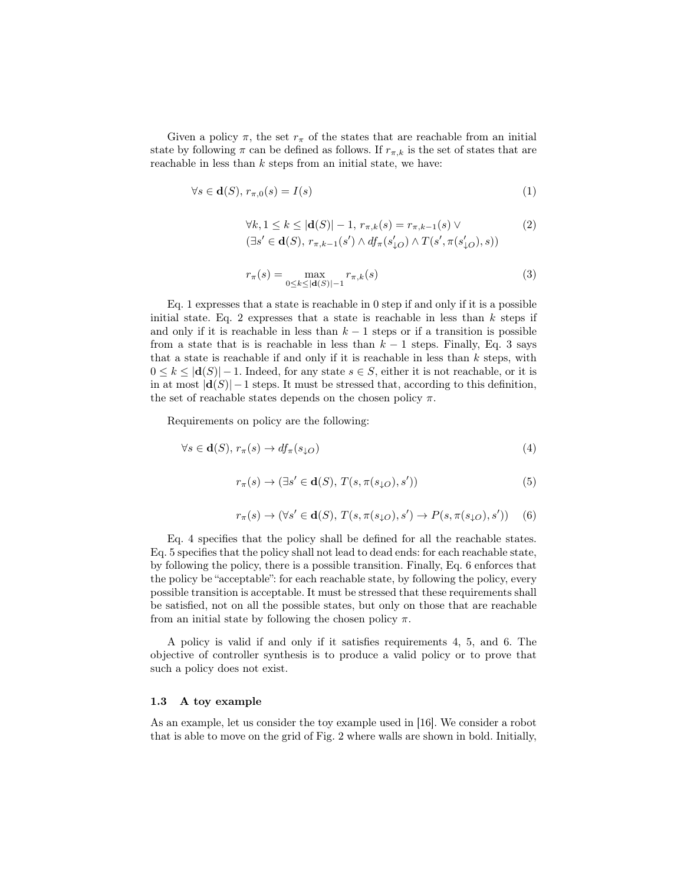Given a policy $\pi$, the set $r_\pi$ of the states that are reachable from an initial state by following $\pi$ can be defined as follows. If $r_{\pi,k}$ is the set of states that are reachable in less than $k$ steps from an initial state, we have:

$$\forall s \in \mathbf{d}(S),\, r_{\pi,0}(s) = I(s) \tag{1}$$

$$\begin{aligned} &\forall k, 1 \leq k \leq |\mathbf{d}(S)| - 1,\, r_{\pi,k}(s) = r_{\pi,k-1}(s) \lor \\ &(\exists s' \in \mathbf{d}(S),\, r_{\pi,k-1}(s') \land df_\pi(s'_{\downarrow O}) \land T(s', \pi(s'_{\downarrow O}), s)) \end{aligned} \tag{2}$$

$$r_\pi(s) = \max_{0 \leq k \leq |\mathbf{d}(S)|-1} r_{\pi,k}(s) \tag{3}$$

Eq. 1 expresses that a state is reachable in 0 step if and only if it is a possible initial state. Eq. 2 expresses that a state is reachable in less than $k$ steps if and only if it is reachable in less than $k-1$ steps or if a transition is possible from a state that is is reachable in less than $k-1$ steps. Finally, Eq. 3 says that a state is reachable if and only if it is reachable in less than $k$ steps, with $0 \leq k \leq |\mathbf{d}(S)| - 1$. Indeed, for any state $s \in S$, either it is not reachable, or it is in at most $|\mathbf{d}(S)| - 1$ steps. It must be stressed that, according to this definition, the set of reachable states depends on the chosen policy $\pi$.

Requirements on policy are the following:

$$\forall s \in \mathbf{d}(S),\, r_\pi(s) \rightarrow df_\pi(s_{\downarrow O}) \tag{4}$$

$$r_\pi(s) \rightarrow (\exists s' \in \mathbf{d}(S),\, T(s, \pi(s_{\downarrow O}), s')) \tag{5}$$

$$r_\pi(s) \rightarrow (\forall s' \in \mathbf{d}(S),\, T(s, \pi(s_{\downarrow O}), s') \rightarrow P(s, \pi(s_{\downarrow O}), s')) \tag{6}$$

Eq. 4 specifies that the policy shall be defined for all the reachable states. Eq. 5 specifies that the policy shall not lead to dead ends: for each reachable state, by following the policy, there is a possible transition. Finally, Eq. 6 enforces that the policy be "acceptable": for each reachable state, by following the policy, every possible transition is acceptable. It must be stressed that these requirements shall be satisfied, not on all the possible states, but only on those that are reachable from an initial state by following the chosen policy $\pi$.

A policy is valid if and only if it satisfies requirements 4, 5, and 6. The objective of controller synthesis is to produce a valid policy or to prove that such a policy does not exist.

### 1.3 A toy example

As an example, let us consider the toy example used in [16]. We consider a robot that is able to move on the grid of Fig. 2 where walls are shown in bold. Initially,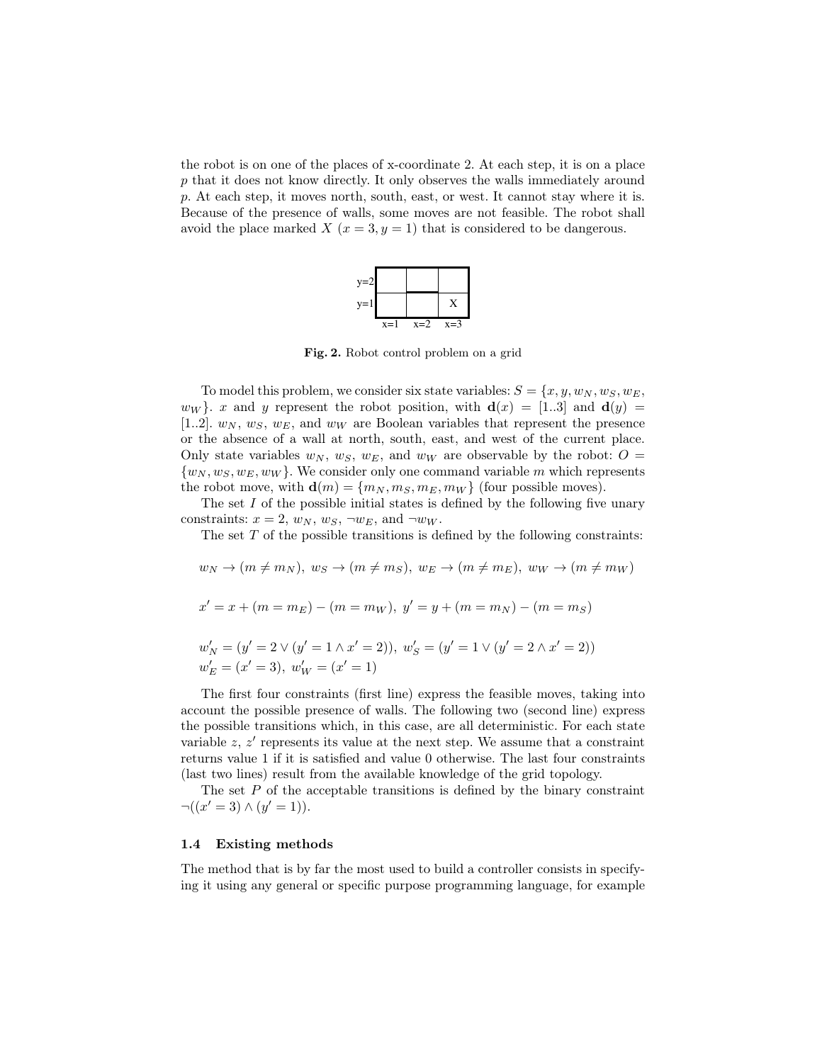the robot is on one of the places of x-coordinate 2. At each step, it is on a place $p$ that it does not know directly. It only observes the walls immediately around $p$. At each step, it moves north, south, east, or west. It cannot stay where it is. Because of the presence of walls, some moves are not feasible. The robot shall avoid the place marked $X$ ($x = 3, y = 1$) that is considered to be dangerous.

**Fig. 2.** Robot control problem on a grid

To model this problem, we consider six state variables: $S = \{x, y, w_N, w_S, w_E, w_W\}$. $x$ and $y$ represent the robot position, with $\mathbf{d}(x) = [1..3]$ and $\mathbf{d}(y) = [1..2]$. $w_N$, $w_S$, $w_E$, and $w_W$ are Boolean variables that represent the presence or the absence of a wall at north, south, east, and west of the current place. Only state variables $w_N$, $w_S$, $w_E$, and $w_W$ are observable by the robot: $O = \{w_N, w_S, w_E, w_W\}$. We consider only one command variable $m$ which represents the robot move, with $\mathbf{d}(m) = \{m_N, m_S, m_E, m_W\}$ (four possible moves).

The set $I$ of the possible initial states is defined by the following five unary constraints: $x = 2$, $w_N$, $w_S$, $\neg w_E$, and $\neg w_W$.

The set $T$ of the possible transitions is defined by the following constraints:

$$w_N \rightarrow (m \neq m_N),\ w_S \rightarrow (m \neq m_S),\ w_E \rightarrow (m \neq m_E),\ w_W \rightarrow (m \neq m_W)$$

$$x' = x + (m = m_E) - (m = m_W),\ y' = y + (m = m_N) - (m = m_S)$$

$$w'_N = (y' = 2 \vee (y' = 1 \wedge x' = 2)),\ w'_S = (y' = 1 \vee (y' = 2 \wedge x' = 2))$$
$$w'_E = (x' = 3),\ w'_W = (x' = 1)$$

The first four constraints (first line) express the feasible moves, taking into account the possible presence of walls. The following two (second line) express the possible transitions which, in this case, are all deterministic. For each state variable $z$, $z'$ represents its value at the next step. We assume that a constraint returns value 1 if it is satisfied and value 0 otherwise. The last four constraints (last two lines) result from the available knowledge of the grid topology.

The set $P$ of the acceptable transitions is defined by the binary constraint $\neg((x' = 3) \wedge (y' = 1))$.

### 1.4 Existing methods

The method that is by far the most used to build a controller consists in specifying it using any general or specific purpose programming language, for example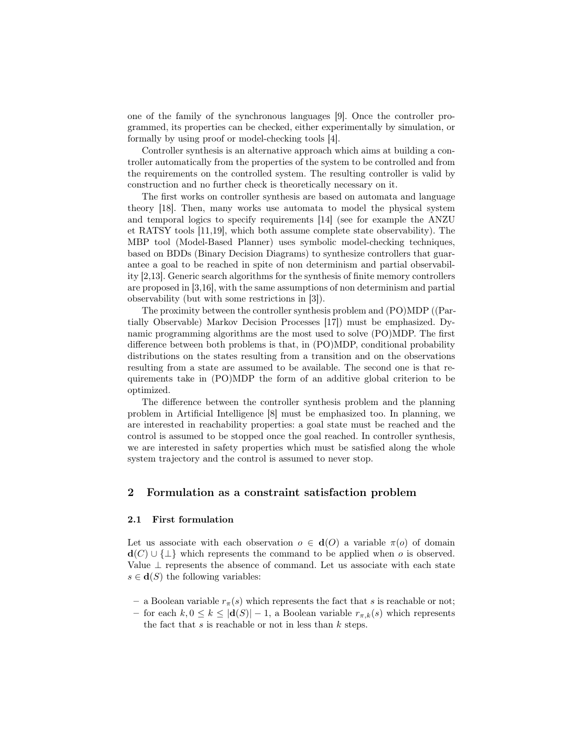one of the family of the synchronous languages [9]. Once the controller programmed, its properties can be checked, either experimentally by simulation, or formally by using proof or model-checking tools [4].

Controller synthesis is an alternative approach which aims at building a controller automatically from the properties of the system to be controlled and from the requirements on the controlled system. The resulting controller is valid by construction and no further check is theoretically necessary on it.

The first works on controller synthesis are based on automata and language theory [18]. Then, many works use automata to model the physical system and temporal logics to specify requirements [14] (see for example the ANZU et RATSY tools [11,19], which both assume complete state observability). The MBP tool (Model-Based Planner) uses symbolic model-checking techniques, based on BDDs (Binary Decision Diagrams) to synthesize controllers that guarantee a goal to be reached in spite of non determinism and partial observability [2,13]. Generic search algorithms for the synthesis of finite memory controllers are proposed in [3,16], with the same assumptions of non determinism and partial observability (but with some restrictions in [3]).

The proximity between the controller synthesis problem and (PO)MDP ((Partially Observable) Markov Decision Processes [17]) must be emphasized. Dynamic programming algorithms are the most used to solve (PO)MDP. The first difference between both problems is that, in (PO)MDP, conditional probability distributions on the states resulting from a transition and on the observations resulting from a state are assumed to be available. The second one is that requirements take in (PO)MDP the form of an additive global criterion to be optimized.

The difference between the controller synthesis problem and the planning problem in Artificial Intelligence [8] must be emphasized too. In planning, we are interested in reachability properties: a goal state must be reached and the control is assumed to be stopped once the goal reached. In controller synthesis, we are interested in safety properties which must be satisfied along the whole system trajectory and the control is assumed to never stop.

## 2 Formulation as a constraint satisfaction problem

### 2.1 First formulation

Let us associate with each observation $o \in \mathbf{d}(O)$ a variable $\pi(o)$ of domain $\mathbf{d}(C) \cup \{\bot\}$ which represents the command to be applied when $o$ is observed. Value $\bot$ represents the absence of command. Let us associate with each state $s \in \mathbf{d}(S)$ the following variables:

- a Boolean variable $r_\pi(s)$ which represents the fact that $s$ is reachable or not;
- for each $k, 0 \leq k \leq |\mathbf{d}(S)| - 1$, a Boolean variable $r_{\pi,k}(s)$ which represents the fact that $s$ is reachable or not in less than $k$ steps.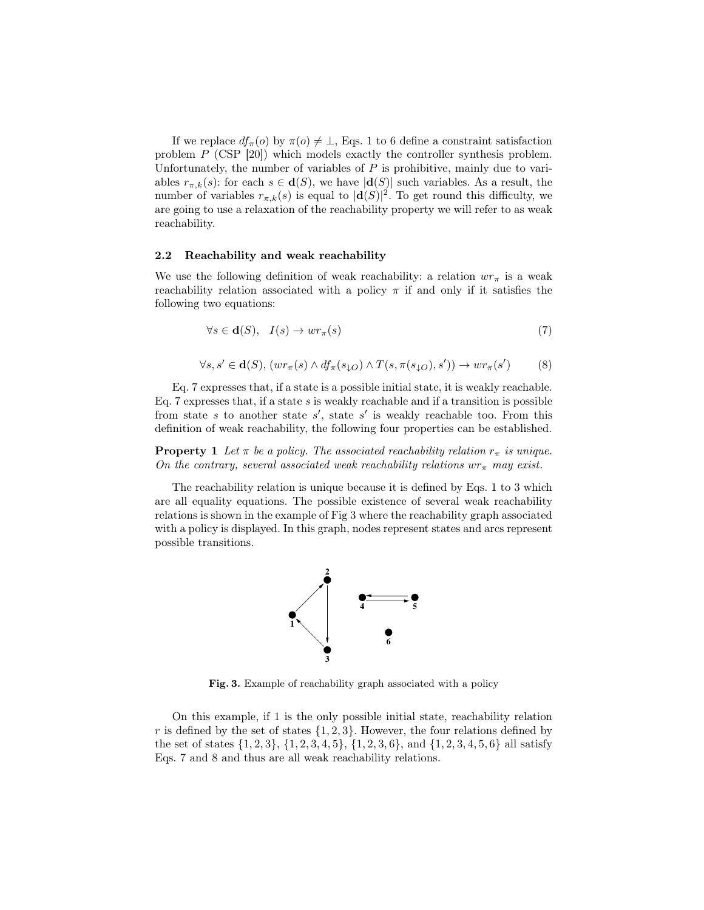If we replace $df_\pi(o)$ by $\pi(o) \neq \bot$, Eqs. 1 to 6 define a constraint satisfaction problem $P$ (CSP [20]) which models exactly the controller synthesis problem. Unfortunately, the number of variables of $P$ is prohibitive, mainly due to variables $r_{\pi,k}(s)$: for each $s \in \mathbf{d}(S)$, we have $|\mathbf{d}(S)|$ such variables. As a result, the number of variables $r_{\pi,k}(s)$ is equal to $|\mathbf{d}(S)|^2$. To get round this difficulty, we are going to use a relaxation of the reachability property we will refer to as weak reachability.

### 2.2 Reachability and weak reachability

We use the following definition of weak reachability: a relation $wr_\pi$ is a weak reachability relation associated with a policy $\pi$ if and only if it satisfies the following two equations:

$$\forall s \in \mathbf{d}(S), \quad I(s) \rightarrow wr_\pi(s) \tag{7}$$

$$\forall s, s' \in \mathbf{d}(S), \, (wr_\pi(s) \wedge df_\pi(s_{\downarrow O}) \wedge T(s, \pi(s_{\downarrow O}), s')) \rightarrow wr_\pi(s') \tag{8}$$

Eq. 7 expresses that, if a state is a possible initial state, it is weakly reachable. Eq. 7 expresses that, if a state $s$ is weakly reachable and if a transition is possible from state $s$ to another state $s'$, state $s'$ is weakly reachable too. From this definition of weak reachability, the following four properties can be established.

**Property 1** *Let $\pi$ be a policy. The associated reachability relation $r_\pi$ is unique. On the contrary, several associated weak reachability relations $wr_\pi$ may exist.*

The reachability relation is unique because it is defined by Eqs. 1 to 3 which are all equality equations. The possible existence of several weak reachability relations is shown in the example of Fig 3 where the reachability graph associated with a policy is displayed. In this graph, nodes represent states and arcs represent possible transitions.

**Fig. 3.** Example of reachability graph associated with a policy

On this example, if 1 is the only possible initial state, reachability relation $r$ is defined by the set of states $\{1, 2, 3\}$. However, the four relations defined by the set of states $\{1, 2, 3\}$, $\{1, 2, 3, 4, 5\}$, $\{1, 2, 3, 6\}$, and $\{1, 2, 3, 4, 5, 6\}$ all satisfy Eqs. 7 and 8 and thus are all weak reachability relations.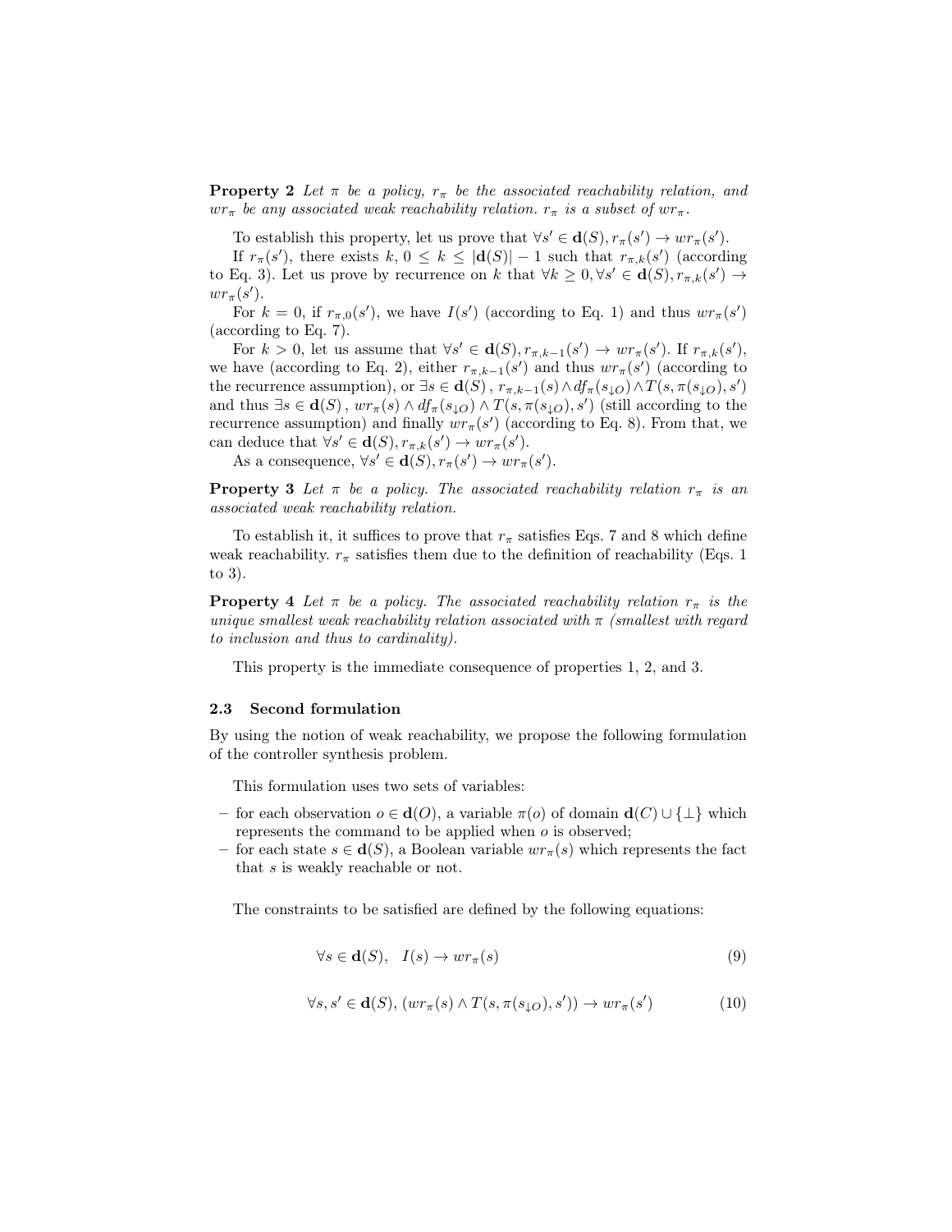**Property 2** *Let $\pi$ be a policy, $r_\pi$ be the associated reachability relation, and $wr_\pi$ be any associated weak reachability relation. $r_\pi$ is a subset of $wr_\pi$.*

To establish this property, let us prove that $\forall s' \in \mathbf{d}(S), r_\pi(s') \rightarrow wr_\pi(s')$.

If $r_\pi(s')$, there exists $k$, $0 \leq k \leq |\mathbf{d}(S)| - 1$ such that $r_{\pi,k}(s')$ (according to Eq. 3). Let us prove by recurrence on $k$ that $\forall k \geq 0, \forall s' \in \mathbf{d}(S), r_{\pi,k}(s') \rightarrow wr_\pi(s')$.

For $k = 0$, if $r_{\pi,0}(s')$, we have $I(s')$ (according to Eq. 1) and thus $wr_\pi(s')$ (according to Eq. 7).

For $k > 0$, let us assume that $\forall s' \in \mathbf{d}(S), r_{\pi,k-1}(s') \rightarrow wr_\pi(s')$. If $r_{\pi,k}(s')$, we have (according to Eq. 2), either $r_{\pi,k-1}(s')$ and thus $wr_\pi(s')$ (according to the recurrence assumption), or $\exists s \in \mathbf{d}(S)\,,\, r_{\pi,k-1}(s) \wedge df_\pi(s_{\downarrow O}) \wedge T(s, \pi(s_{\downarrow O}), s')$ and thus $\exists s \in \mathbf{d}(S)\,,\, wr_\pi(s) \wedge df_\pi(s_{\downarrow O}) \wedge T(s, \pi(s_{\downarrow O}), s')$ (still according to the recurrence assumption) and finally $wr_\pi(s')$ (according to Eq. 8). From that, we can deduce that $\forall s' \in \mathbf{d}(S), r_{\pi,k}(s') \rightarrow wr_\pi(s')$.

As a consequence, $\forall s' \in \mathbf{d}(S), r_\pi(s') \rightarrow wr_\pi(s')$.

**Property 3** *Let $\pi$ be a policy. The associated reachability relation $r_\pi$ is an associated weak reachability relation.*

To establish it, it suffices to prove that $r_\pi$ satisfies Eqs. 7 and 8 which define weak reachability. $r_\pi$ satisfies them due to the definition of reachability (Eqs. 1 to 3).

**Property 4** *Let $\pi$ be a policy. The associated reachability relation $r_\pi$ is the unique smallest weak reachability relation associated with $\pi$ (smallest with regard to inclusion and thus to cardinality).*

This property is the immediate consequence of properties 1, 2, and 3.

### 2.3 Second formulation

By using the notion of weak reachability, we propose the following formulation of the controller synthesis problem.

This formulation uses two sets of variables:

- for each observation $o \in \mathbf{d}(O)$, a variable $\pi(o)$ of domain $\mathbf{d}(C) \cup \{\bot\}$ which represents the command to be applied when $o$ is observed;
- for each state $s \in \mathbf{d}(S)$, a Boolean variable $wr_\pi(s)$ which represents the fact that $s$ is weakly reachable or not.

The constraints to be satisfied are defined by the following equations:

$$\forall s \in \mathbf{d}(S), \quad I(s) \rightarrow wr_\pi(s) \tag{9}$$

$$\forall s, s' \in \mathbf{d}(S), \, (wr_\pi(s) \wedge T(s, \pi(s_{\downarrow O}), s')) \rightarrow wr_\pi(s') \tag{10}$$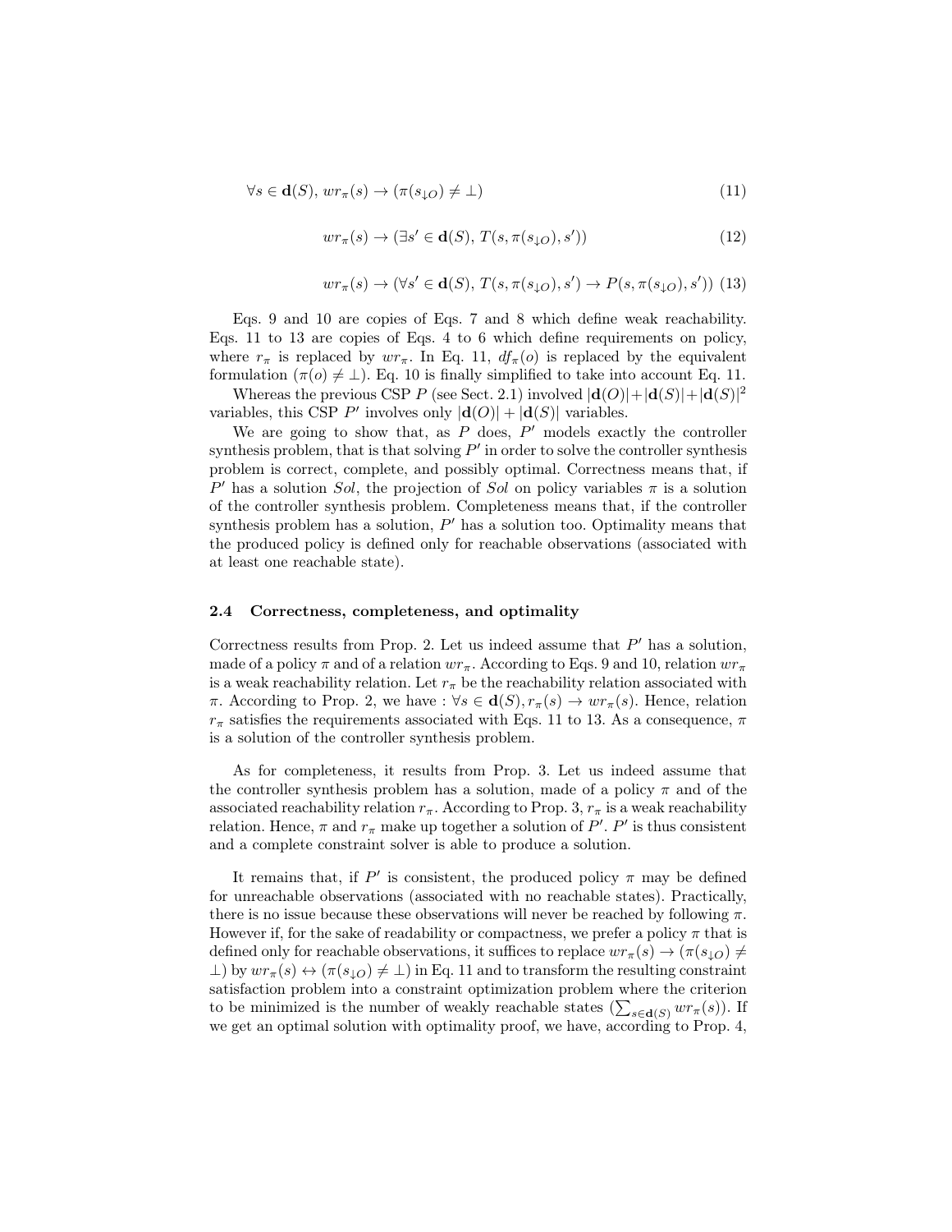$$\forall s \in \mathbf{d}(S),\, wr_\pi(s) \rightarrow (\pi(s_{\downarrow O}) \neq \bot) \tag{11}$$

$$wr_\pi(s) \rightarrow (\exists s' \in \mathbf{d}(S),\, T(s, \pi(s_{\downarrow O}), s')) \tag{12}$$

$$wr_\pi(s) \rightarrow (\forall s' \in \mathbf{d}(S),\, T(s, \pi(s_{\downarrow O}), s') \rightarrow P(s, \pi(s_{\downarrow O}), s')) \tag{13}$$

Eqs. 9 and 10 are copies of Eqs. 7 and 8 which define weak reachability. Eqs. 11 to 13 are copies of Eqs. 4 to 6 which define requirements on policy, where $r_\pi$ is replaced by $wr_\pi$. In Eq. 11, $df_\pi(o)$ is replaced by the equivalent formulation $(\pi(o) \neq \bot)$. Eq. 10 is finally simplified to take into account Eq. 11.

Whereas the previous CSP $P$ (see Sect. 2.1) involved $|\mathbf{d}(O)|+|\mathbf{d}(S)|+|\mathbf{d}(S)|^2$ variables, this CSP $P'$ involves only $|\mathbf{d}(O)| + |\mathbf{d}(S)|$ variables.

We are going to show that, as $P$ does, $P'$ models exactly the controller synthesis problem, that is that solving $P'$ in order to solve the controller synthesis problem is correct, complete, and possibly optimal. Correctness means that, if $P'$ has a solution *Sol*, the projection of *Sol* on policy variables $\pi$ is a solution of the controller synthesis problem. Completeness means that, if the controller synthesis problem has a solution, $P'$ has a solution too. Optimality means that the produced policy is defined only for reachable observations (associated with at least one reachable state).

### 2.4 Correctness, completeness, and optimality

Correctness results from Prop. 2. Let us indeed assume that $P'$ has a solution, made of a policy $\pi$ and of a relation $wr_\pi$. According to Eqs. 9 and 10, relation $wr_\pi$ is a weak reachability relation. Let $r_\pi$ be the reachability relation associated with $\pi$. According to Prop. 2, we have : $\forall s \in \mathbf{d}(S), r_\pi(s) \rightarrow wr_\pi(s)$. Hence, relation $r_\pi$ satisfies the requirements associated with Eqs. 11 to 13. As a consequence, $\pi$ is a solution of the controller synthesis problem.

As for completeness, it results from Prop. 3. Let us indeed assume that the controller synthesis problem has a solution, made of a policy $\pi$ and of the associated reachability relation $r_\pi$. According to Prop. 3, $r_\pi$ is a weak reachability relation. Hence, $\pi$ and $r_\pi$ make up together a solution of $P'$. $P'$ is thus consistent and a complete constraint solver is able to produce a solution.

It remains that, if $P'$ is consistent, the produced policy $\pi$ may be defined for unreachable observations (associated with no reachable states). Practically, there is no issue because these observations will never be reached by following $\pi$. However if, for the sake of readability or compactness, we prefer a policy $\pi$ that is defined only for reachable observations, it suffices to replace $wr_\pi(s) \rightarrow (\pi(s_{\downarrow O}) \neq \bot)$ by $wr_\pi(s) \leftrightarrow (\pi(s_{\downarrow O}) \neq \bot)$ in Eq. 11 and to transform the resulting constraint satisfaction problem into a constraint optimization problem where the criterion to be minimized is the number of weakly reachable states ($\sum_{s \in \mathbf{d}(S)} wr_\pi(s)$). If we get an optimal solution with optimality proof, we have, according to Prop. 4,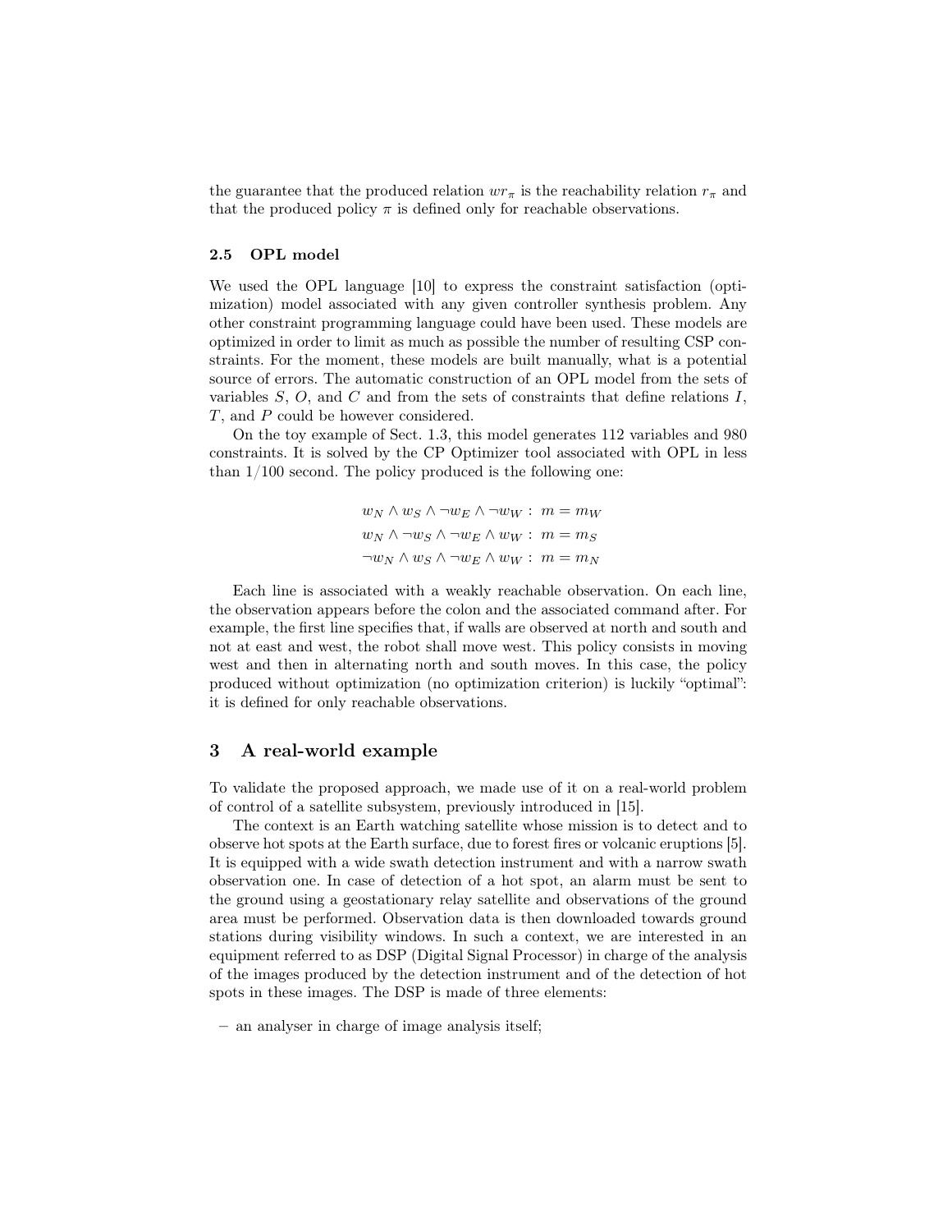the guarantee that the produced relation $wr_\pi$ is the reachability relation $r_\pi$ and that the produced policy $\pi$ is defined only for reachable observations.

### 2.5 OPL model

We used the OPL language [10] to express the constraint satisfaction (optimization) model associated with any given controller synthesis problem. Any other constraint programming language could have been used. These models are optimized in order to limit as much as possible the number of resulting CSP constraints. For the moment, these models are built manually, what is a potential source of errors. The automatic construction of an OPL model from the sets of variables $S$, $O$, and $C$ and from the sets of constraints that define relations $I$, $T$, and $P$ could be however considered.

On the toy example of Sect. 1.3, this model generates 112 variables and 980 constraints. It is solved by the CP Optimizer tool associated with OPL in less than 1/100 second. The policy produced is the following one:

$$w_N \wedge w_S \wedge \neg w_E \wedge \neg w_W : \ m = m_W$$
$$w_N \wedge \neg w_S \wedge \neg w_E \wedge w_W : \ m = m_S$$
$$\neg w_N \wedge w_S \wedge \neg w_E \wedge w_W : \ m = m_N$$

Each line is associated with a weakly reachable observation. On each line, the observation appears before the colon and the associated command after. For example, the first line specifies that, if walls are observed at north and south and not at east and west, the robot shall move west. This policy consists in moving west and then in alternating north and south moves. In this case, the policy produced without optimization (no optimization criterion) is luckily "optimal": it is defined for only reachable observations.

## 3 A real-world example

To validate the proposed approach, we made use of it on a real-world problem of control of a satellite subsystem, previously introduced in [15].

The context is an Earth watching satellite whose mission is to detect and to observe hot spots at the Earth surface, due to forest fires or volcanic eruptions [5]. It is equipped with a wide swath detection instrument and with a narrow swath observation one. In case of detection of a hot spot, an alarm must be sent to the ground using a geostationary relay satellite and observations of the ground area must be performed. Observation data is then downloaded towards ground stations during visibility windows. In such a context, we are interested in an equipment referred to as DSP (Digital Signal Processor) in charge of the analysis of the images produced by the detection instrument and of the detection of hot spots in these images. The DSP is made of three elements:

- an analyser in charge of image analysis itself;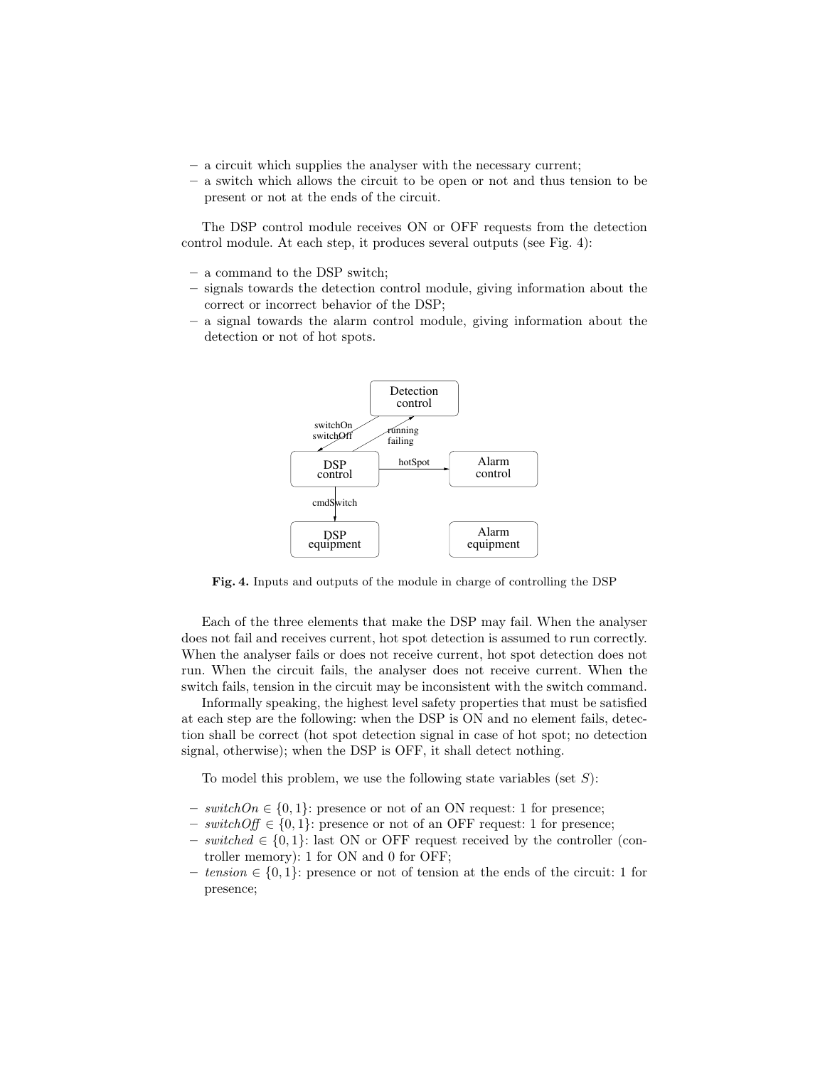– a circuit which supplies the analyser with the necessary current;
– a switch which allows the circuit to be open or not and thus tension to be present or not at the ends of the circuit.

The DSP control module receives ON or OFF requests from the detection control module. At each step, it produces several outputs (see Fig. 4):

– a command to the DSP switch;
– signals towards the detection control module, giving information about the correct or incorrect behavior of the DSP;
– a signal towards the alarm control module, giving information about the detection or not of hot spots.

**Fig. 4.** Inputs and outputs of the module in charge of controlling the DSP

Each of the three elements that make the DSP may fail. When the analyser does not fail and receives current, hot spot detection is assumed to run correctly. When the analyser fails or does not receive current, hot spot detection does not run. When the circuit fails, the analyser does not receive current. When the switch fails, tension in the circuit may be inconsistent with the switch command.

Informally speaking, the highest level safety properties that must be satisfied at each step are the following: when the DSP is ON and no element fails, detection shall be correct (hot spot detection signal in case of hot spot; no detection signal, otherwise); when the DSP is OFF, it shall detect nothing.

To model this problem, we use the following state variables (set $S$):

– $switchOn \in \{0, 1\}$: presence or not of an ON request: 1 for presence;
– $switchOff \in \{0, 1\}$: presence or not of an OFF request: 1 for presence;
– $switched \in \{0, 1\}$: last ON or OFF request received by the controller (controller memory): 1 for ON and 0 for OFF;
– $tension \in \{0, 1\}$: presence or not of tension at the ends of the circuit: 1 for presence;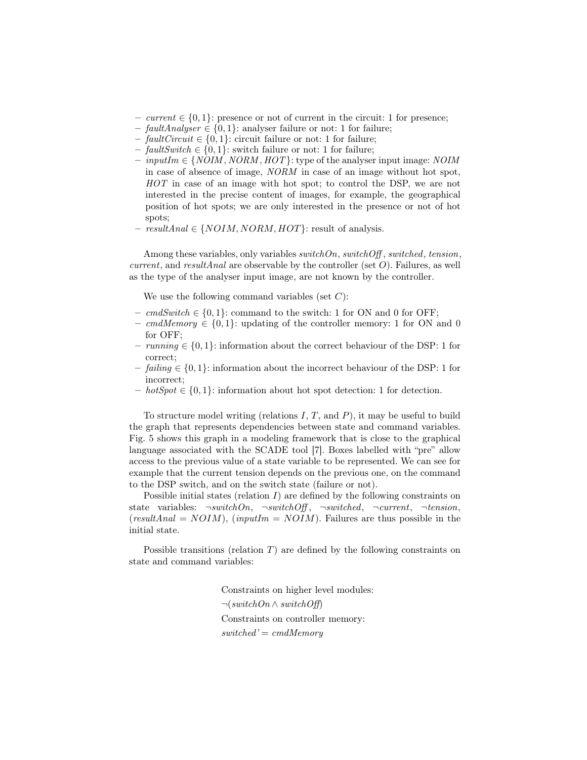- *current* $\in \{0, 1\}$: presence or not of current in the circuit: 1 for presence;
- *faultAnalyser* $\in \{0, 1\}$: analyser failure or not: 1 for failure;
- *faultCircuit* $\in \{0, 1\}$: circuit failure or not: 1 for failure;
- *faultSwitch* $\in \{0, 1\}$: switch failure or not: 1 for failure;
- *inputIm* $\in \{NOIM, NORM, HOT\}$: type of the analyser input image: $NOIM$ in case of absence of image, $NORM$ in case of an image without hot spot, $HOT$ in case of an image with hot spot; to control the DSP, we are not interested in the precise content of images, for example, the geographical position of hot spots; we are only interested in the presence or not of hot spots;
- *resultAnal* $\in \{NOIM, NORM, HOT\}$: result of analysis.

Among these variables, only variables *switchOn*, *switchOff*, *switched*, *tension*, *current*, and *resultAnal* are observable by the controller (set $O$). Failures, as well as the type of the analyser input image, are not known by the controller.

We use the following command variables (set $C$):

- *cmdSwitch* $\in \{0, 1\}$: command to the switch: 1 for ON and 0 for OFF;
- *cmdMemory* $\in \{0, 1\}$: updating of the controller memory: 1 for ON and 0 for OFF;
- *running* $\in \{0, 1\}$: information about the correct behaviour of the DSP: 1 for correct;
- *failing* $\in \{0, 1\}$: information about the incorrect behaviour of the DSP: 1 for incorrect;
- *hotSpot* $\in \{0, 1\}$: information about hot spot detection: 1 for detection.

To structure model writing (relations $I$, $T$, and $P$), it may be useful to build the graph that represents dependencies between state and command variables. Fig. 5 shows this graph in a modeling framework that is close to the graphical language associated with the SCADE tool [7]. Boxes labelled with "pre" allow access to the previous value of a state variable to be represented. We can see for example that the current tension depends on the previous one, on the command to the DSP switch, and on the switch state (failure or not).

Possible initial states (relation $I$) are defined by the following constraints on state variables: $\neg switchOn$, $\neg switchOff$, $\neg switched$, $\neg current$, $\neg tension$, $(resultAnal = NOIM)$, $(inputIm = NOIM)$. Failures are thus possible in the initial state.

Possible transitions (relation $T$) are defined by the following constraints on state and command variables:

Constraints on higher level modules:

$\neg(switchOn \wedge switchOff)$

Constraints on controller memory:

$switched' = cmdMemory$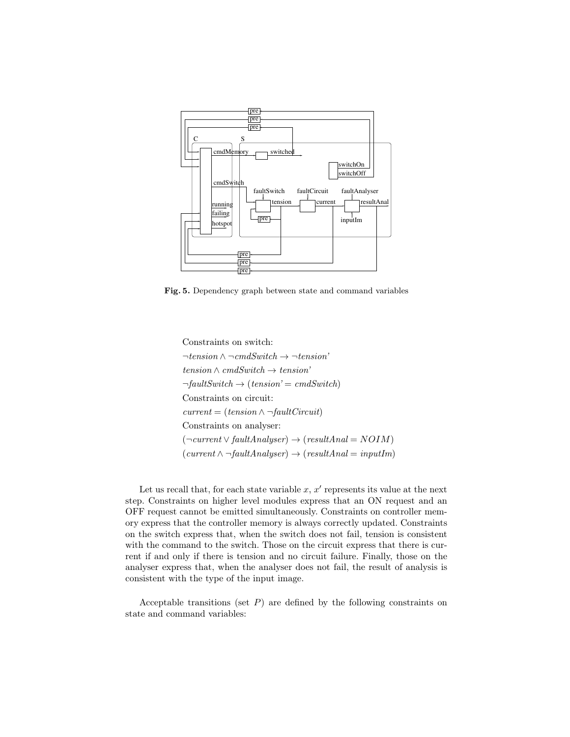**Fig. 5.** Dependency graph between state and command variables

Constraints on switch:

$\neg tension \wedge \neg cmdSwitch \rightarrow \neg tension'$

$tension \wedge cmdSwitch \rightarrow tension'$

$\neg faultSwitch \rightarrow (tension' = cmdSwitch)$

Constraints on circuit:

$current = (tension \wedge \neg faultCircuit)$

Constraints on analyser:

$(\neg current \vee faultAnalyser) \rightarrow (resultAnal = NOIM)$

$(current \wedge \neg faultAnalyser) \rightarrow (resultAnal = inputIm)$

Let us recall that, for each state variable $x$, $x'$ represents its value at the next step. Constraints on higher level modules express that an ON request and an OFF request cannot be emitted simultaneously. Constraints on controller memory express that the controller memory is always correctly updated. Constraints on the switch express that, when the switch does not fail, tension is consistent with the command to the switch. Those on the circuit express that there is current if and only if there is tension and no circuit failure. Finally, those on the analyser express that, when the analyser does not fail, the result of analysis is consistent with the type of the input image.

Acceptable transitions (set $P$) are defined by the following constraints on state and command variables: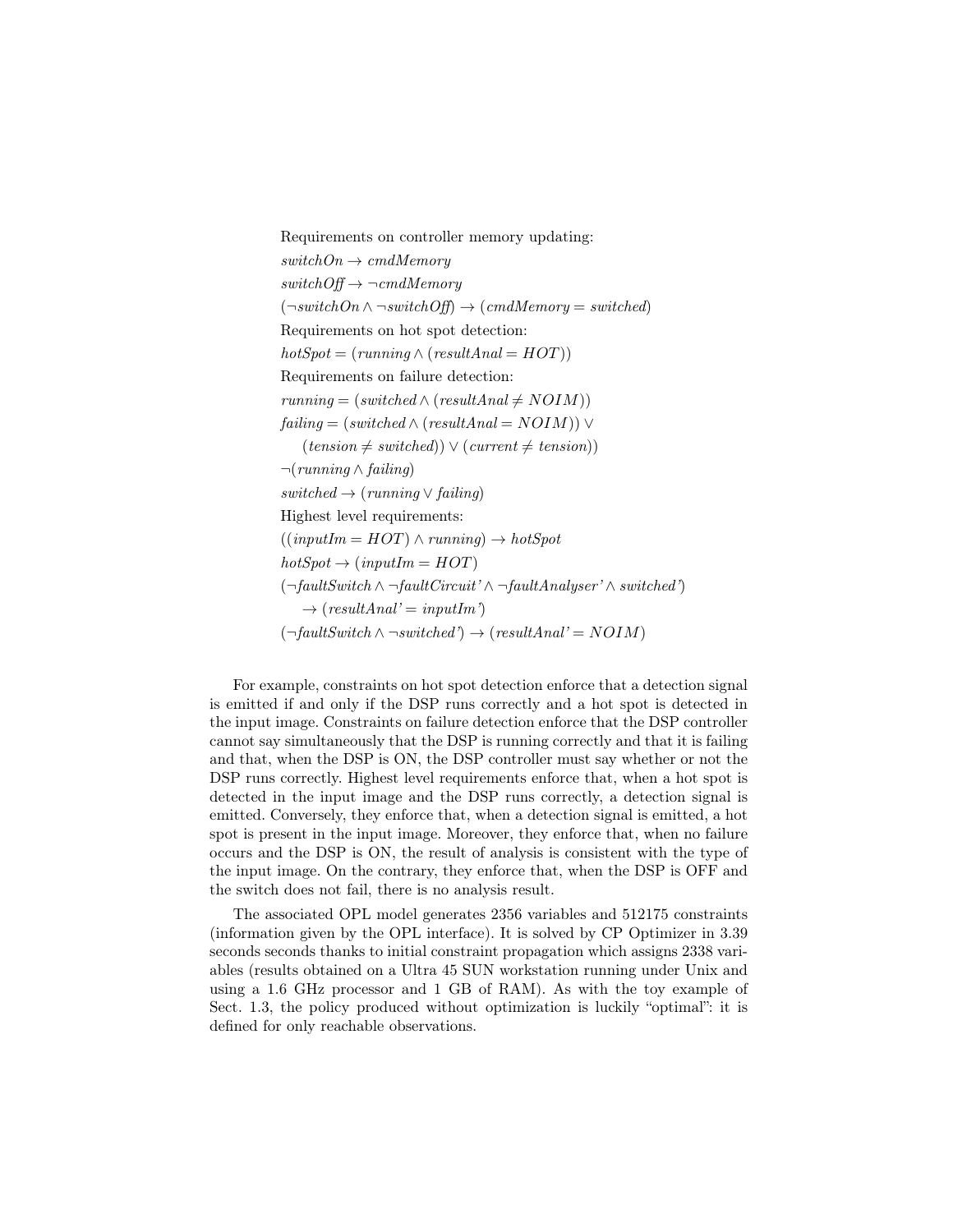Requirements on controller memory updating:

$switchOn \rightarrow cmdMemory$

$switchOff \rightarrow \neg cmdMemory$

$(\neg switchOn \wedge \neg switchOff) \rightarrow (cmdMemory = switched)$

Requirements on hot spot detection:

$hotSpot = (running \wedge (resultAnal = HOT))$

Requirements on failure detection:

$running = (switched \wedge (resultAnal \neq NOIM))$

$failing = (switched \wedge (resultAnal = NOIM)) \vee$
$\quad (tension \neq switched)) \vee (current \neq tension))$

$\neg(running \wedge failing)$

$switched \rightarrow (running \vee failing)$

Highest level requirements:

$((inputIm = HOT) \wedge running) \rightarrow hotSpot$

$hotSpot \rightarrow (inputIm = HOT)$

$(\neg faultSwitch \wedge \neg faultCircuit' \wedge \neg faultAnalyser' \wedge switched')$
$\quad \rightarrow (resultAnal' = inputIm')$

$(\neg faultSwitch \wedge \neg switched') \rightarrow (resultAnal' = NOIM)$

For example, constraints on hot spot detection enforce that a detection signal is emitted if and only if the DSP runs correctly and a hot spot is detected in the input image. Constraints on failure detection enforce that the DSP controller cannot say simultaneously that the DSP is running correctly and that it is failing and that, when the DSP is ON, the DSP controller must say whether or not the DSP runs correctly. Highest level requirements enforce that, when a hot spot is detected in the input image and the DSP runs correctly, a detection signal is emitted. Conversely, they enforce that, when a detection signal is emitted, a hot spot is present in the input image. Moreover, they enforce that, when no failure occurs and the DSP is ON, the result of analysis is consistent with the type of the input image. On the contrary, they enforce that, when the DSP is OFF and the switch does not fail, there is no analysis result.

The associated OPL model generates 2356 variables and 512175 constraints (information given by the OPL interface). It is solved by CP Optimizer in 3.39 seconds seconds thanks to initial constraint propagation which assigns 2338 variables (results obtained on a Ultra 45 SUN workstation running under Unix and using a 1.6 GHz processor and 1 GB of RAM). As with the toy example of Sect. 1.3, the policy produced without optimization is luckily "optimal": it is defined for only reachable observations.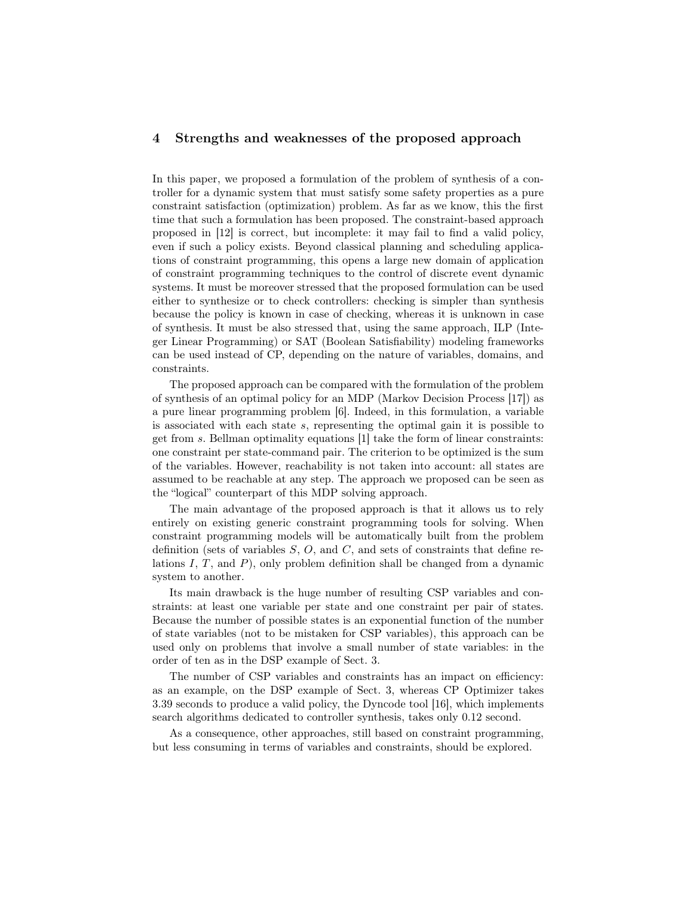## 4 Strengths and weaknesses of the proposed approach

In this paper, we proposed a formulation of the problem of synthesis of a controller for a dynamic system that must satisfy some safety properties as a pure constraint satisfaction (optimization) problem. As far as we know, this the first time that such a formulation has been proposed. The constraint-based approach proposed in [12] is correct, but incomplete: it may fail to find a valid policy, even if such a policy exists. Beyond classical planning and scheduling applications of constraint programming, this opens a large new domain of application of constraint programming techniques to the control of discrete event dynamic systems. It must be moreover stressed that the proposed formulation can be used either to synthesize or to check controllers: checking is simpler than synthesis because the policy is known in case of checking, whereas it is unknown in case of synthesis. It must be also stressed that, using the same approach, ILP (Integer Linear Programming) or SAT (Boolean Satisfiability) modeling frameworks can be used instead of CP, depending on the nature of variables, domains, and constraints.

The proposed approach can be compared with the formulation of the problem of synthesis of an optimal policy for an MDP (Markov Decision Process [17]) as a pure linear programming problem [6]. Indeed, in this formulation, a variable is associated with each state $s$, representing the optimal gain it is possible to get from $s$. Bellman optimality equations [1] take the form of linear constraints: one constraint per state-command pair. The criterion to be optimized is the sum of the variables. However, reachability is not taken into account: all states are assumed to be reachable at any step. The approach we proposed can be seen as the "logical" counterpart of this MDP solving approach.

The main advantage of the proposed approach is that it allows us to rely entirely on existing generic constraint programming tools for solving. When constraint programming models will be automatically built from the problem definition (sets of variables $S$, $O$, and $C$, and sets of constraints that define relations $I$, $T$, and $P$), only problem definition shall be changed from a dynamic system to another.

Its main drawback is the huge number of resulting CSP variables and constraints: at least one variable per state and one constraint per pair of states. Because the number of possible states is an exponential function of the number of state variables (not to be mistaken for CSP variables), this approach can be used only on problems that involve a small number of state variables: in the order of ten as in the DSP example of Sect. 3.

The number of CSP variables and constraints has an impact on efficiency: as an example, on the DSP example of Sect. 3, whereas CP Optimizer takes 3.39 seconds to produce a valid policy, the Dyncode tool [16], which implements search algorithms dedicated to controller synthesis, takes only 0.12 second.

As a consequence, other approaches, still based on constraint programming, but less consuming in terms of variables and constraints, should be explored.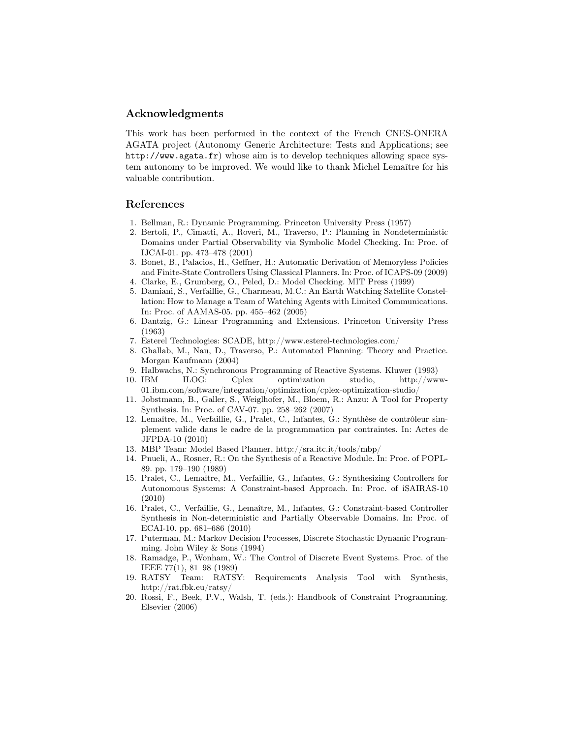## Acknowledgments

This work has been performed in the context of the French CNES-ONERA AGATA project (Autonomy Generic Architecture: Tests and Applications; see http://www.agata.fr) whose aim is to develop techniques allowing space system autonomy to be improved. We would like to thank Michel Lemaître for his valuable contribution.

## References

1. Bellman, R.: Dynamic Programming. Princeton University Press (1957)
2. Bertoli, P., Cimatti, A., Roveri, M., Traverso, P.: Planning in Nondeterministic Domains under Partial Observability via Symbolic Model Checking. In: Proc. of IJCAI-01. pp. 473–478 (2001)
3. Bonet, B., Palacios, H., Geffner, H.: Automatic Derivation of Memoryless Policies and Finite-State Controllers Using Classical Planners. In: Proc. of ICAPS-09 (2009)
4. Clarke, E., Grumberg, O., Peled, D.: Model Checking. MIT Press (1999)
5. Damiani, S., Verfaillie, G., Charmeau, M.C.: An Earth Watching Satellite Constellation: How to Manage a Team of Watching Agents with Limited Communications. In: Proc. of AAMAS-05. pp. 455–462 (2005)
6. Dantzig, G.: Linear Programming and Extensions. Princeton University Press (1963)
7. Esterel Technologies: SCADE, http://www.esterel-technologies.com/
8. Ghallab, M., Nau, D., Traverso, P.: Automated Planning: Theory and Practice. Morgan Kaufmann (2004)
9. Halbwachs, N.: Synchronous Programming of Reactive Systems. Kluwer (1993)
10. IBM ILOG: Cplex optimization studio, http://www-01.ibm.com/software/integration/optimization/cplex-optimization-studio/
11. Jobstmann, B., Galler, S., Weiglhofer, M., Bloem, R.: Anzu: A Tool for Property Synthesis. In: Proc. of CAV-07. pp. 258–262 (2007)
12. Lemaître, M., Verfaillie, G., Pralet, C., Infantes, G.: Synthèse de contrôleur simplement valide dans le cadre de la programmation par contraintes. In: Actes de JFPDA-10 (2010)
13. MBP Team: Model Based Planner, http://sra.itc.it/tools/mbp/
14. Pnueli, A., Rosner, R.: On the Synthesis of a Reactive Module. In: Proc. of POPL-89. pp. 179–190 (1989)
15. Pralet, C., Lemaître, M., Verfaillie, G., Infantes, G.: Synthesizing Controllers for Autonomous Systems: A Constraint-based Approach. In: Proc. of iSAIRAS-10 (2010)
16. Pralet, C., Verfaillie, G., Lemaître, M., Infantes, G.: Constraint-based Controller Synthesis in Non-deterministic and Partially Observable Domains. In: Proc. of ECAI-10. pp. 681–686 (2010)
17. Puterman, M.: Markov Decision Processes, Discrete Stochastic Dynamic Programming. John Wiley & Sons (1994)
18. Ramadge, P., Wonham, W.: The Control of Discrete Event Systems. Proc. of the IEEE 77(1), 81–98 (1989)
19. RATSY Team: RATSY: Requirements Analysis Tool with Synthesis, http://rat.fbk.eu/ratsy/
20. Rossi, F., Beek, P.V., Walsh, T. (eds.): Handbook of Constraint Programming. Elsevier (2006)